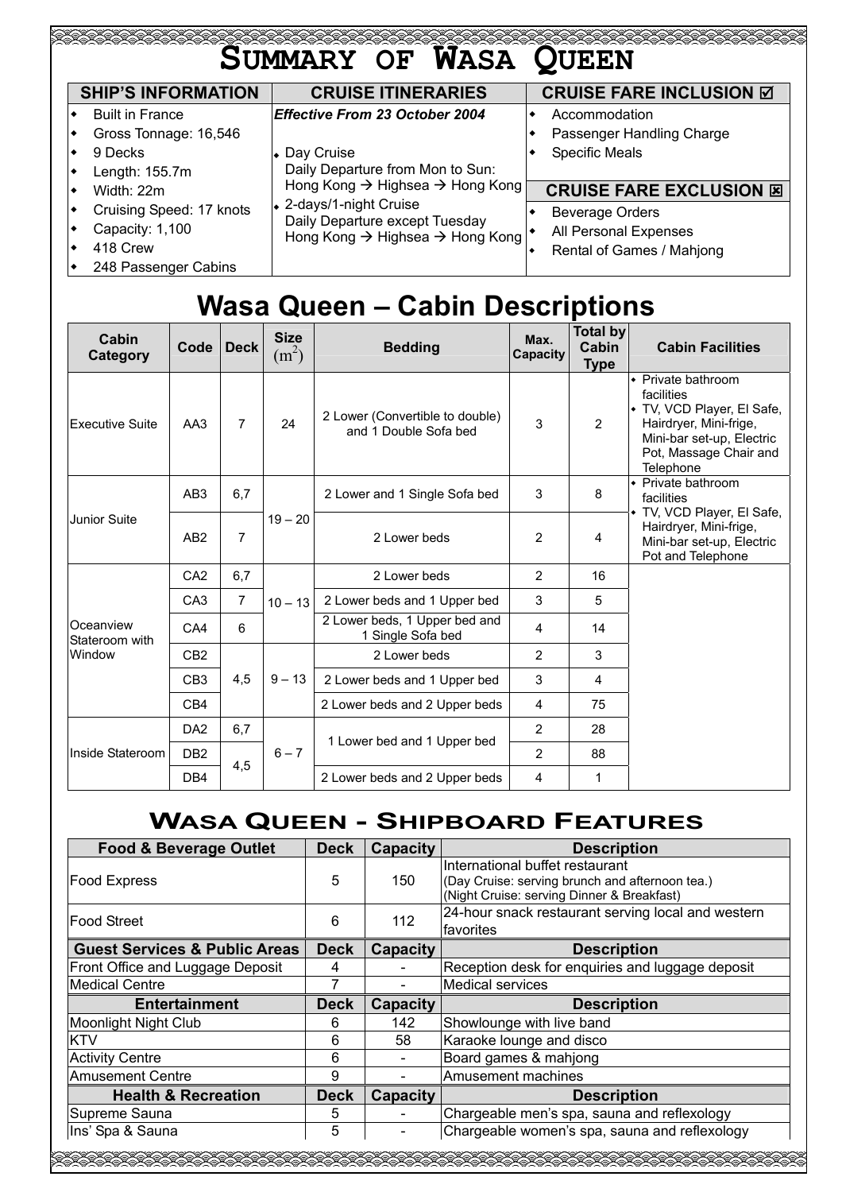# Summary of Wasa Queen

| SHIP'S INFORMATION | CRUISE ITINERARIES | CRUISE FARE INCLUSION ☑ |
|---|---|---|
| • Built in France<br>• Gross Tonnage: 16,546<br>• 9 Decks<br>• Length: 155.7m<br>• Width: 22m<br>• Cruising Speed: 17 knots<br>• Capacity: 1,100<br>• 418 Crew<br>• 248 Passenger Cabins | ***Effective From 23 October 2004***<br><br>• Day Cruise<br>Daily Departure from Mon to Sun:<br>Hong Kong → Highsea → Hong Kong<br>• 2-days/1-night Cruise<br>Daily Departure except Tuesday<br>Hong Kong → Highsea → Hong Kong | • Accommodation<br>• Passenger Handling Charge<br>• Specific Meals<br><br>**CRUISE FARE EXCLUSION ☒**<br>• Beverage Orders<br>• All Personal Expenses<br>• Rental of Games / Mahjong |

# Wasa Queen – Cabin Descriptions

| Cabin Category | Code | Deck | Size ($m^2$) | Bedding | Max. Capacity | Total by Cabin Type | Cabin Facilities |
|---|---|---|---|---|---|---|---|
| Executive Suite | AA3 | 7 | 24 | 2 Lower (Convertible to double) and 1 Double Sofa bed | 3 | 2 | • Private bathroom facilities<br>• TV, VCD Player, El Safe, Hairdryer, Mini-frige, Mini-bar set-up, Electric Pot, Massage Chair and Telephone |
| Junior Suite | AB3 | 6,7 | 19 – 20 | 2 Lower and 1 Single Sofa bed | 3 | 8 | • Private bathroom facilities<br>• TV, VCD Player, El Safe, Hairdryer, Mini-frige, Mini-bar set-up, Electric Pot and Telephone |
| | AB2 | 7 | | 2 Lower beds | 2 | 4 | |
| Oceanview Stateroom with Window | CA2 | 6,7 | 10 – 13 | 2 Lower beds | 2 | 16 | |
| | CA3 | 7 | | 2 Lower beds and 1 Upper bed | 3 | 5 | |
| | CA4 | 6 | | 2 Lower beds, 1 Upper bed and 1 Single Sofa bed | 4 | 14 | |
| | CB2 | 4,5 | 9 – 13 | 2 Lower beds | 2 | 3 | |
| | CB3 | | | 2 Lower beds and 1 Upper bed | 3 | 4 | |
| | CB4 | | | 2 Lower beds and 2 Upper beds | 4 | 75 | |
| Inside Stateroom | DA2 | 6,7 | 6 – 7 | 1 Lower bed and 1 Upper bed | 2 | 28 | |
| | DB2 | 4,5 | | 1 Lower bed and 1 Upper bed | 2 | 88 | |
| | DB4 | | | 2 Lower beds and 2 Upper beds | 4 | 1 | |

# Wasa Queen - Shipboard Features

| Food & Beverage Outlet | Deck | Capacity | Description |
|---|---|---|---|
| Food Express | 5 | 150 | International buffet restaurant<br>(Day Cruise: serving brunch and afternoon tea.)<br>(Night Cruise: serving Dinner & Breakfast) |
| Food Street | 6 | 112 | 24-hour snack restaurant serving local and western favorites |
| **Guest Services & Public Areas** | **Deck** | **Capacity** | **Description** |
| Front Office and Luggage Deposit | 4 | - | Reception desk for enquiries and luggage deposit |
| Medical Centre | 7 | - | Medical services |
| **Entertainment** | **Deck** | **Capacity** | **Description** |
| Moonlight Night Club | 6 | 142 | Showlounge with live band |
| KTV | 6 | 58 | Karaoke lounge and disco |
| Activity Centre | 6 | - | Board games & mahjong |
| Amusement Centre | 9 | - | Amusement machines |
| **Health & Recreation** | **Deck** | **Capacity** | **Description** |
| Supreme Sauna | 5 | - | Chargeable men's spa, sauna and reflexology |
| Ins' Spa & Sauna | 5 | - | Chargeable women's spa, sauna and reflexology |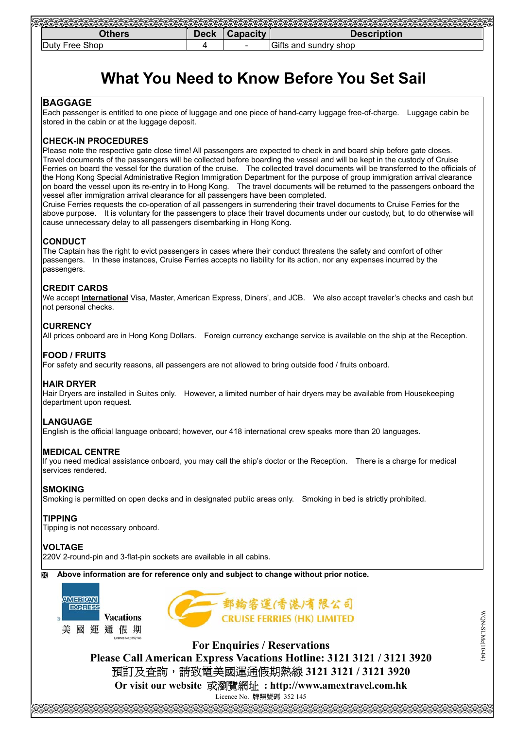| Others | Deck | Capacity | Description |
|---|---|---|---|
| Duty Free Shop | 4 | - | Gifts and sundry shop |

# What You Need to Know Before You Set Sail

**BAGGAGE**
Each passenger is entitled to one piece of luggage and one piece of hand-carry luggage free-of-charge. Luggage cabin be stored in the cabin or at the luggage deposit.

**CHECK-IN PROCEDURES**
Please note the respective gate close time! All passengers are expected to check in and board ship before gate closes. Travel documents of the passengers will be collected before boarding the vessel and will be kept in the custody of Cruise Ferries on board the vessel for the duration of the cruise. The collected travel documents will be transferred to the officials of the Hong Kong Special Administrative Region Immigration Department for the purpose of group immigration arrival clearance on board the vessel upon its re-entry in to Hong Kong. The travel documents will be returned to the passengers onboard the vessel after immigration arrival clearance for all passengers have been completed.
Cruise Ferries requests the co-operation of all passengers in surrendering their travel documents to Cruise Ferries for the above purpose. It is voluntary for the passengers to place their travel documents under our custody, but, to do otherwise will cause unnecessary delay to all passengers disembarking in Hong Kong.

**CONDUCT**
The Captain has the right to evict passengers in cases where their conduct threatens the safety and comfort of other passengers. In these instances, Cruise Ferries accepts no liability for its action, nor any expenses incurred by the passengers.

**CREDIT CARDS**
We accept **International** Visa, Master, American Express, Diners', and JCB. We also accept traveler's checks and cash but not personal checks.

**CURRENCY**
All prices onboard are in Hong Kong Dollars. Foreign currency exchange service is available on the ship at the Reception.

**FOOD / FRUITS**
For safety and security reasons, all passengers are not allowed to bring outside food / fruits onboard.

**HAIR DRYER**
Hair Dryers are installed in Suites only. However, a limited number of hair dryers may be available from Housekeeping department upon request.

**LANGUAGE**
English is the official language onboard; however, our 418 international crew speaks more than 20 languages.

**MEDICAL CENTRE**
If you need medical assistance onboard, you may call the ship's doctor or the Reception. There is a charge for medical services rendered.

**SMOKING**
Smoking is permitted on open decks and in designated public areas only. Smoking in bed is strictly prohibited.

**TIPPING**
Tipping is not necessary onboard.

**VOLTAGE**
220V 2-round-pin and 3-flat-pin sockets are available in all cabins.

**Above information are for reference only and subject to change without prior notice.**

AMERICAN EXPRESS Vacations 美國運通假期 Licence No.: 352145

郵輪客運(香港)有限公司 CRUISE FERRIES (HK) LIMITED

**For Enquiries / Reservations**
**Please Call American Express Vacations Hotline: 3121 3121 / 3121 3920**
**預訂及查詢，請致電美國運通假期熱線 3121 3121 / 3121 3920**
**Or visit our website 或瀏覽網址 : http://www.amextravel.com.hk**
Licence No. 牌照號碼 352 145

WQN-SUM(10-04)